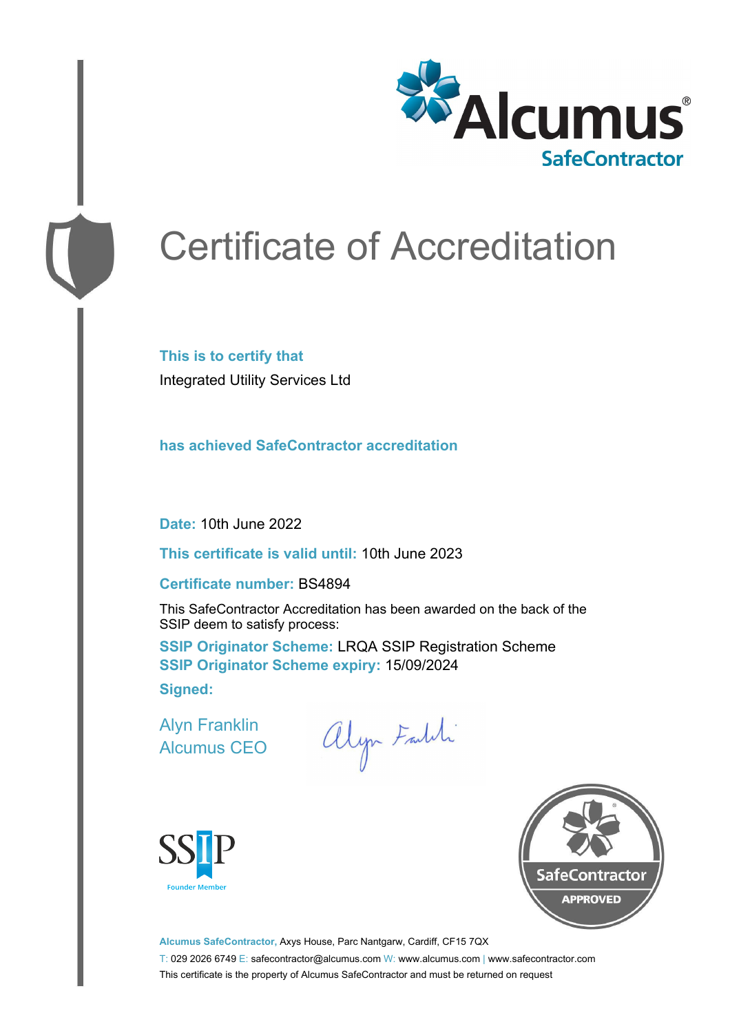Alcumus® SafeContractor

# Certificate of Accreditation

**This is to certify that**

Integrated Utility Services Ltd

**has achieved SafeContractor accreditation**

**Date:** 10th June 2022

**This certificate is valid until:** 10th June 2023

**Certificate number:** BS4894

This SafeContractor Accreditation has been awarded on the back of the SSIP deem to satisfy process:

**SSIP Originator Scheme:** LRQA SSIP Registration Scheme
**SSIP Originator Scheme expiry:** 15/09/2024

**Signed:**

Alyn Franklin
Alcumus CEO

SSIP Founder Member

SafeContractor APPROVED

**Alcumus SafeContractor,** Axys House, Parc Nantgarw, Cardiff, CF15 7QX

T: 029 2026 6749 E: safecontractor@alcumus.com W: www.alcumus.com | www.safecontractor.com

This certificate is the property of Alcumus SafeContractor and must be returned on request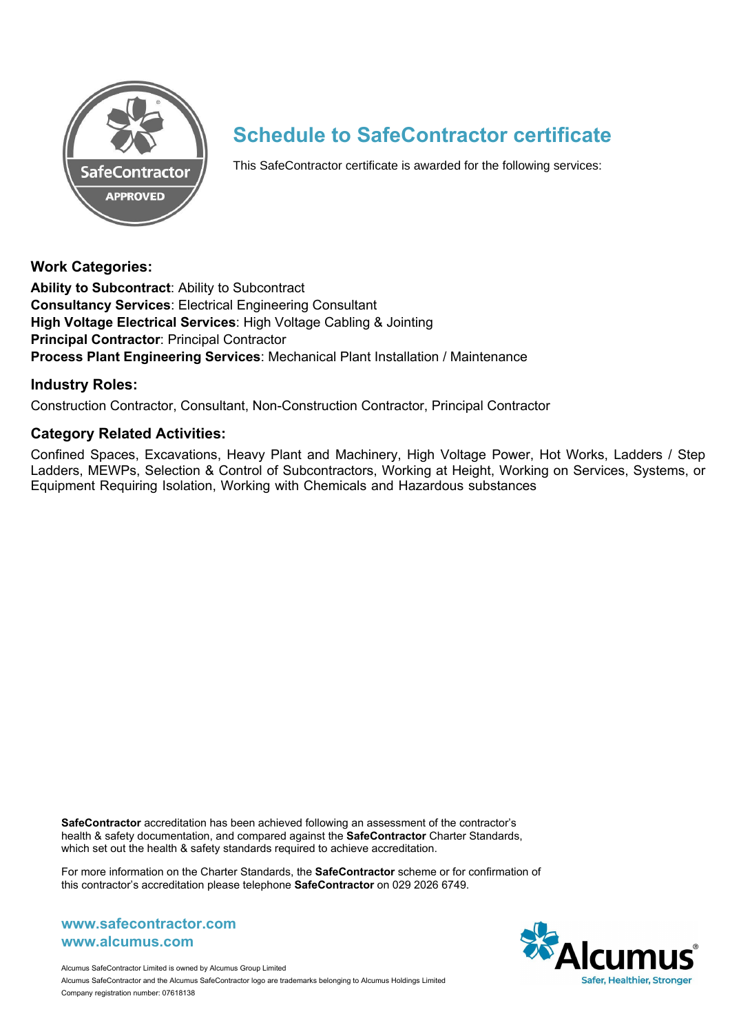# Schedule to SafeContractor certificate

This SafeContractor certificate is awarded for the following services:

### Work Categories:

**Ability to Subcontract**: Ability to Subcontract
**Consultancy Services**: Electrical Engineering Consultant
**High Voltage Electrical Services**: High Voltage Cabling & Jointing
**Principal Contractor**: Principal Contractor
**Process Plant Engineering Services**: Mechanical Plant Installation / Maintenance

### Industry Roles:

Construction Contractor, Consultant, Non-Construction Contractor, Principal Contractor

### Category Related Activities:

Confined Spaces, Excavations, Heavy Plant and Machinery, High Voltage Power, Hot Works, Ladders / Step Ladders, MEWPs, Selection & Control of Subcontractors, Working at Height, Working on Services, Systems, or Equipment Requiring Isolation, Working with Chemicals and Hazardous substances

**SafeContractor** accreditation has been achieved following an assessment of the contractor's health & safety documentation, and compared against the **SafeContractor** Charter Standards, which set out the health & safety standards required to achieve accreditation.

For more information on the Charter Standards, the **SafeContractor** scheme or for confirmation of this contractor's accreditation please telephone **SafeContractor** on 029 2026 6749.

**www.safecontractor.com**
**www.alcumus.com**

Alcumus SafeContractor Limited is owned by Alcumus Group Limited
Alcumus SafeContractor and the Alcumus SafeContractor logo are trademarks belonging to Alcumus Holdings Limited
Company registration number: 07618138